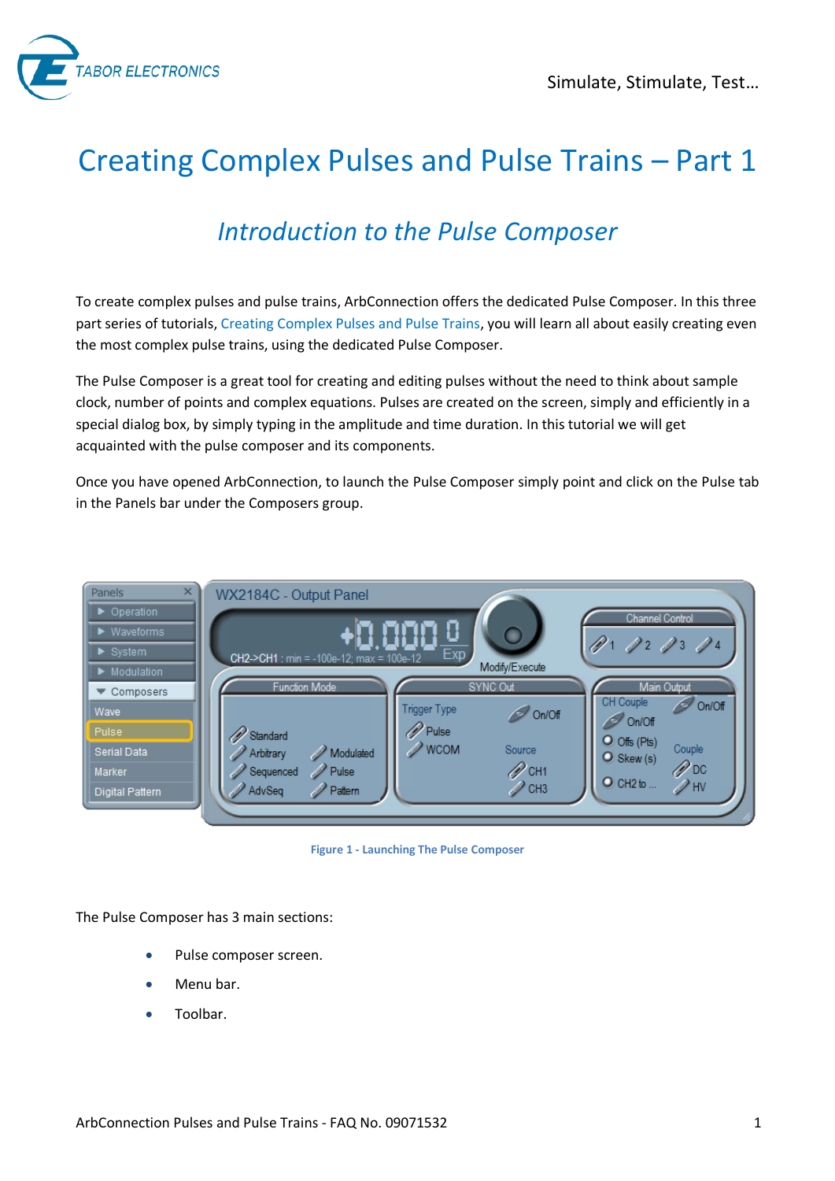# Creating Complex Pulses and Pulse Trains – Part 1

## *Introduction to the Pulse Composer*

To create complex pulses and pulse trains, ArbConnection offers the dedicated Pulse Composer. In this three part series of tutorials, Creating Complex Pulses and Pulse Trains, you will learn all about easily creating even the most complex pulse trains, using the dedicated Pulse Composer.

The Pulse Composer is a great tool for creating and editing pulses without the need to think about sample clock, number of points and complex equations. Pulses are created on the screen, simply and efficiently in a special dialog box, by simply typing in the amplitude and time duration. In this tutorial we will get acquainted with the pulse composer and its components.

Once you have opened ArbConnection, to launch the Pulse Composer simply point and click on the Pulse tab in the Panels bar under the Composers group.

Figure 1 - Launching The Pulse Composer

The Pulse Composer has 3 main sections:

- Pulse composer screen.
- Menu bar.
- Toolbar.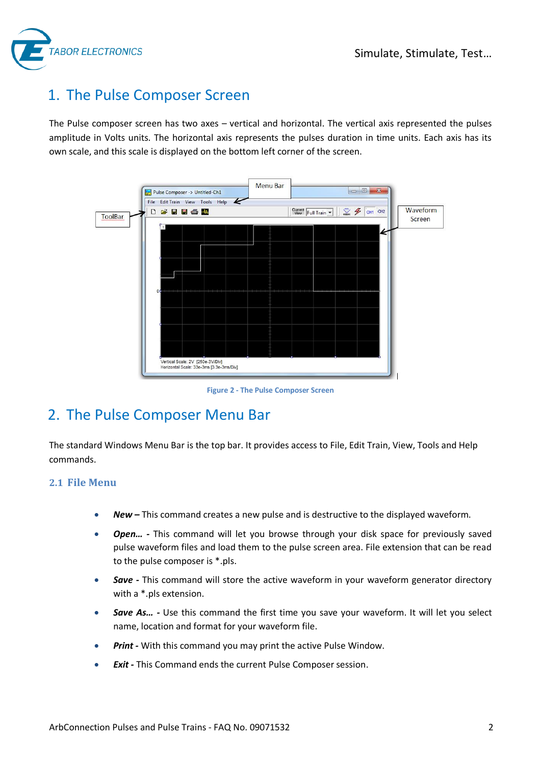# 1. The Pulse Composer Screen

The Pulse composer screen has two axes – vertical and horizontal. The vertical axis represented the pulses amplitude in Volts units. The horizontal axis represents the pulses duration in time units. Each axis has its own scale, and this scale is displayed on the bottom left corner of the screen.

Figure 2 - The Pulse Composer Screen

# 2. The Pulse Composer Menu Bar

The standard Windows Menu Bar is the top bar. It provides access to File, Edit Train, View, Tools and Help commands.

## 2.1 File Menu

- ***New –*** This command creates a new pulse and is destructive to the displayed waveform.
- ***Open… -*** This command will let you browse through your disk space for previously saved pulse waveform files and load them to the pulse screen area. File extension that can be read to the pulse composer is *.pls.
- ***Save -*** This command will store the active waveform in your waveform generator directory with a *.pls extension.
- ***Save As… -*** Use this command the first time you save your waveform. It will let you select name, location and format for your waveform file.
- ***Print -*** With this command you may print the active Pulse Window.
- ***Exit -*** This Command ends the current Pulse Composer session.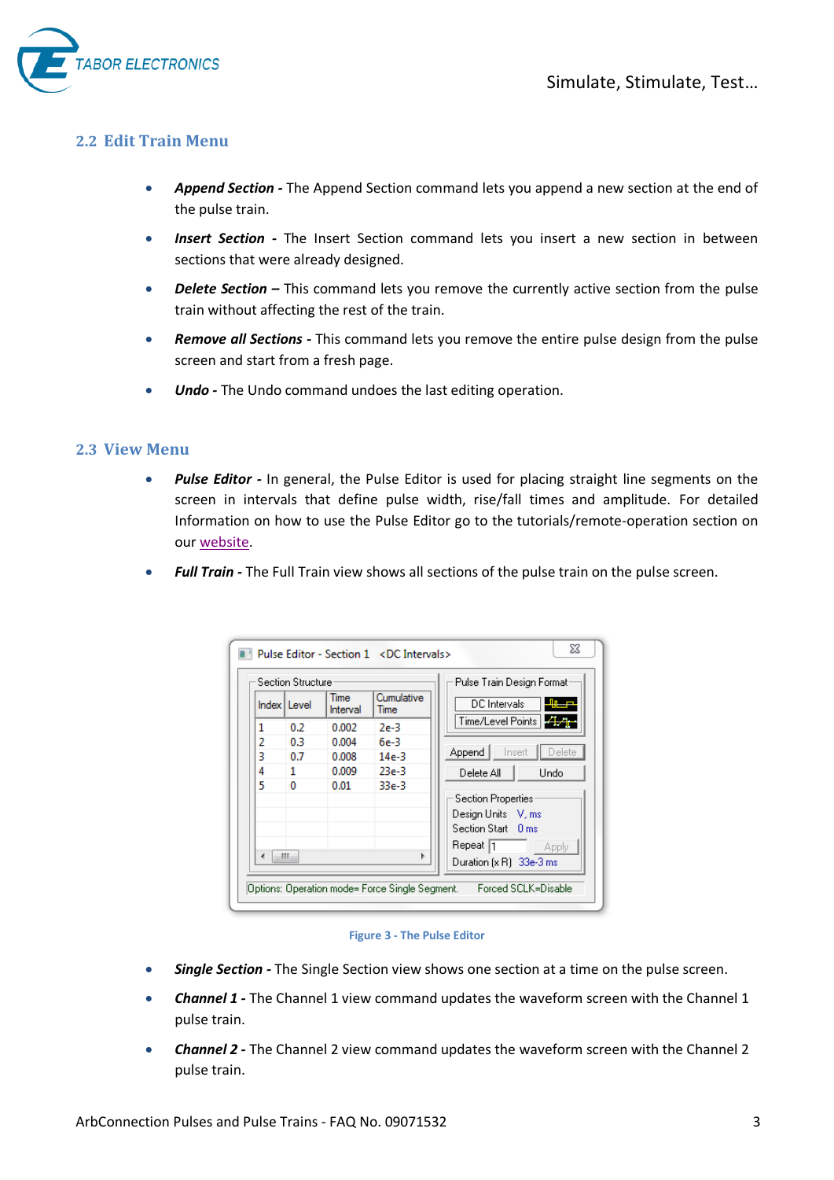## 2.2 Edit Train Menu

- ***Append Section -*** The Append Section command lets you append a new section at the end of the pulse train.
- ***Insert Section -*** The Insert Section command lets you insert a new section in between sections that were already designed.
- ***Delete Section –*** This command lets you remove the currently active section from the pulse train without affecting the rest of the train.
- ***Remove all Sections -*** This command lets you remove the entire pulse design from the pulse screen and start from a fresh page.
- ***Undo -*** The Undo command undoes the last editing operation.

## 2.3 View Menu

- ***Pulse Editor -*** In general, the Pulse Editor is used for placing straight line segments on the screen in intervals that define pulse width, rise/fall times and amplitude. For detailed Information on how to use the Pulse Editor go to the tutorials/remote-operation section on our website.
- ***Full Train -*** The Full Train view shows all sections of the pulse train on the pulse screen.

Figure 3 - The Pulse Editor

- ***Single Section -*** The Single Section view shows one section at a time on the pulse screen.
- ***Channel 1 -*** The Channel 1 view command updates the waveform screen with the Channel 1 pulse train.
- ***Channel 2 -*** The Channel 2 view command updates the waveform screen with the Channel 2 pulse train.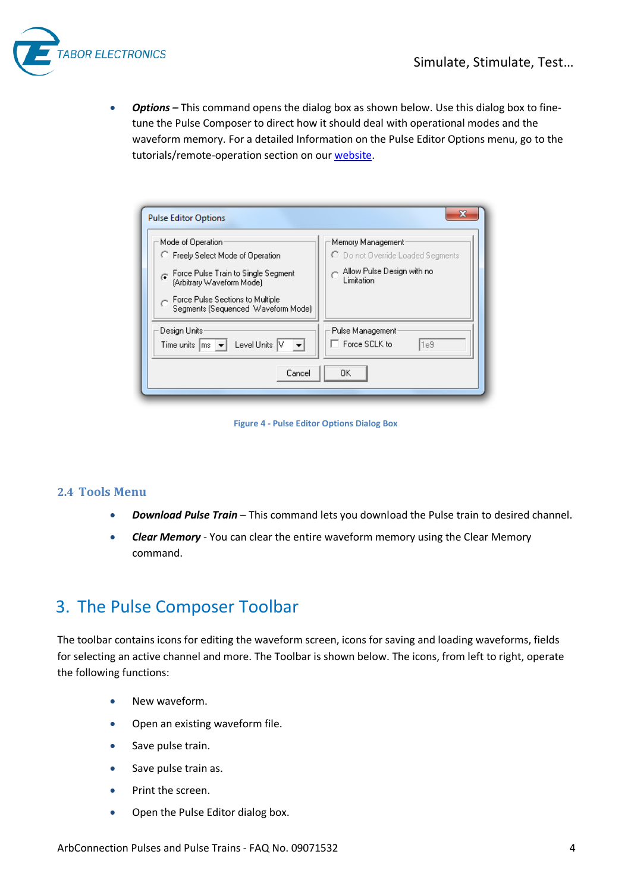- ***Options –*** This command opens the dialog box as shown below. Use this dialog box to fine-tune the Pulse Composer to direct how it should deal with operational modes and the waveform memory. For a detailed Information on the Pulse Editor Options menu, go to the tutorials/remote-operation section on our website.

Figure 4 - Pulse Editor Options Dialog Box

### 2.4 Tools Menu

- ***Download Pulse Train*** – This command lets you download the Pulse train to desired channel.
- ***Clear Memory*** - You can clear the entire waveform memory using the Clear Memory command.

## 3. The Pulse Composer Toolbar

The toolbar contains icons for editing the waveform screen, icons for saving and loading waveforms, fields for selecting an active channel and more. The Toolbar is shown below. The icons, from left to right, operate the following functions:

- New waveform.
- Open an existing waveform file.
- Save pulse train.
- Save pulse train as.
- Print the screen.
- Open the Pulse Editor dialog box.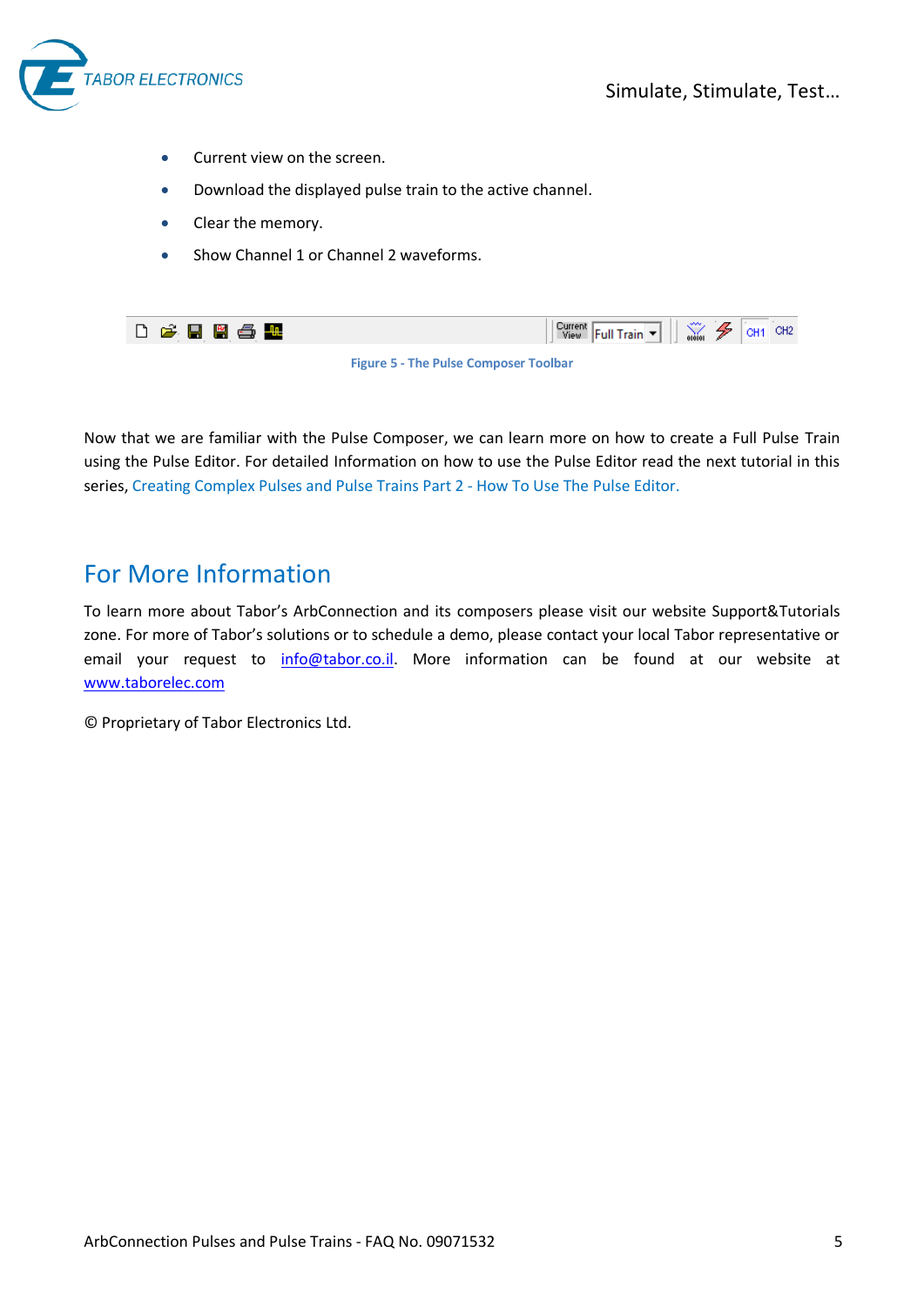- Current view on the screen.
- Download the displayed pulse train to the active channel.
- Clear the memory.
- Show Channel 1 or Channel 2 waveforms.

Current View Full Train CH1 CH2

Figure 5 - The Pulse Composer Toolbar

Now that we are familiar with the Pulse Composer, we can learn more on how to create a Full Pulse Train using the Pulse Editor. For detailed Information on how to use the Pulse Editor read the next tutorial in this series, Creating Complex Pulses and Pulse Trains Part 2 - How To Use The Pulse Editor.

## For More Information

To learn more about Tabor's ArbConnection and its composers please visit our website Support&Tutorials zone. For more of Tabor's solutions or to schedule a demo, please contact your local Tabor representative or email your request to info@tabor.co.il. More information can be found at our website at www.taborelec.com

© Proprietary of Tabor Electronics Ltd.